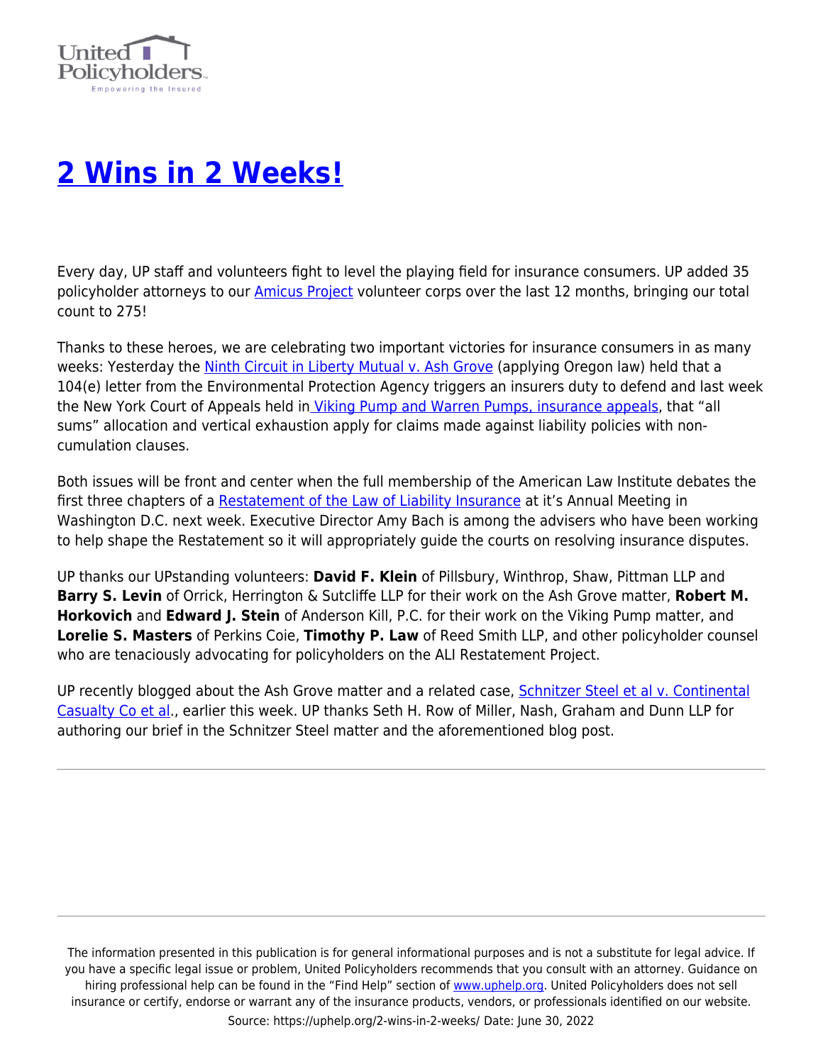# 2 Wins in 2 Weeks!

Every day, UP staff and volunteers fight to level the playing field for insurance consumers. UP added 35 policyholder attorneys to our Amicus Project volunteer corps over the last 12 months, bringing our total count to 275!

Thanks to these heroes, we are celebrating two important victories for insurance consumers in as many weeks: Yesterday the Ninth Circuit in Liberty Mutual v. Ash Grove (applying Oregon law) held that a 104(e) letter from the Environmental Protection Agency triggers an insurers duty to defend and last week the New York Court of Appeals held in Viking Pump and Warren Pumps, insurance appeals, that "all sums" allocation and vertical exhaustion apply for claims made against liability policies with non-cumulation clauses.

Both issues will be front and center when the full membership of the American Law Institute debates the first three chapters of a Restatement of the Law of Liability Insurance at it's Annual Meeting in Washington D.C. next week. Executive Director Amy Bach is among the advisers who have been working to help shape the Restatement so it will appropriately guide the courts on resolving insurance disputes.

UP thanks our UPstanding volunteers: **David F. Klein** of Pillsbury, Winthrop, Shaw, Pittman LLP and **Barry S. Levin** of Orrick, Herrington & Sutcliffe LLP for their work on the Ash Grove matter, **Robert M. Horkovich** and **Edward J. Stein** of Anderson Kill, P.C. for their work on the Viking Pump matter, and **Lorelie S. Masters** of Perkins Coie, **Timothy P. Law** of Reed Smith LLP, and other policyholder counsel who are tenaciously advocating for policyholders on the ALI Restatement Project.

UP recently blogged about the Ash Grove matter and a related case, Schnitzer Steel et al v. Continental Casualty Co et al., earlier this week. UP thanks Seth H. Row of Miller, Nash, Graham and Dunn LLP for authoring our brief in the Schnitzer Steel matter and the aforementioned blog post.

---

The information presented in this publication is for general informational purposes and is not a substitute for legal advice. If you have a specific legal issue or problem, United Policyholders recommends that you consult with an attorney. Guidance on hiring professional help can be found in the "Find Help" section of www.uphelp.org. United Policyholders does not sell insurance or certify, endorse or warrant any of the insurance products, vendors, or professionals identified on our website.

Source: https://uphelp.org/2-wins-in-2-weeks/ Date: June 30, 2022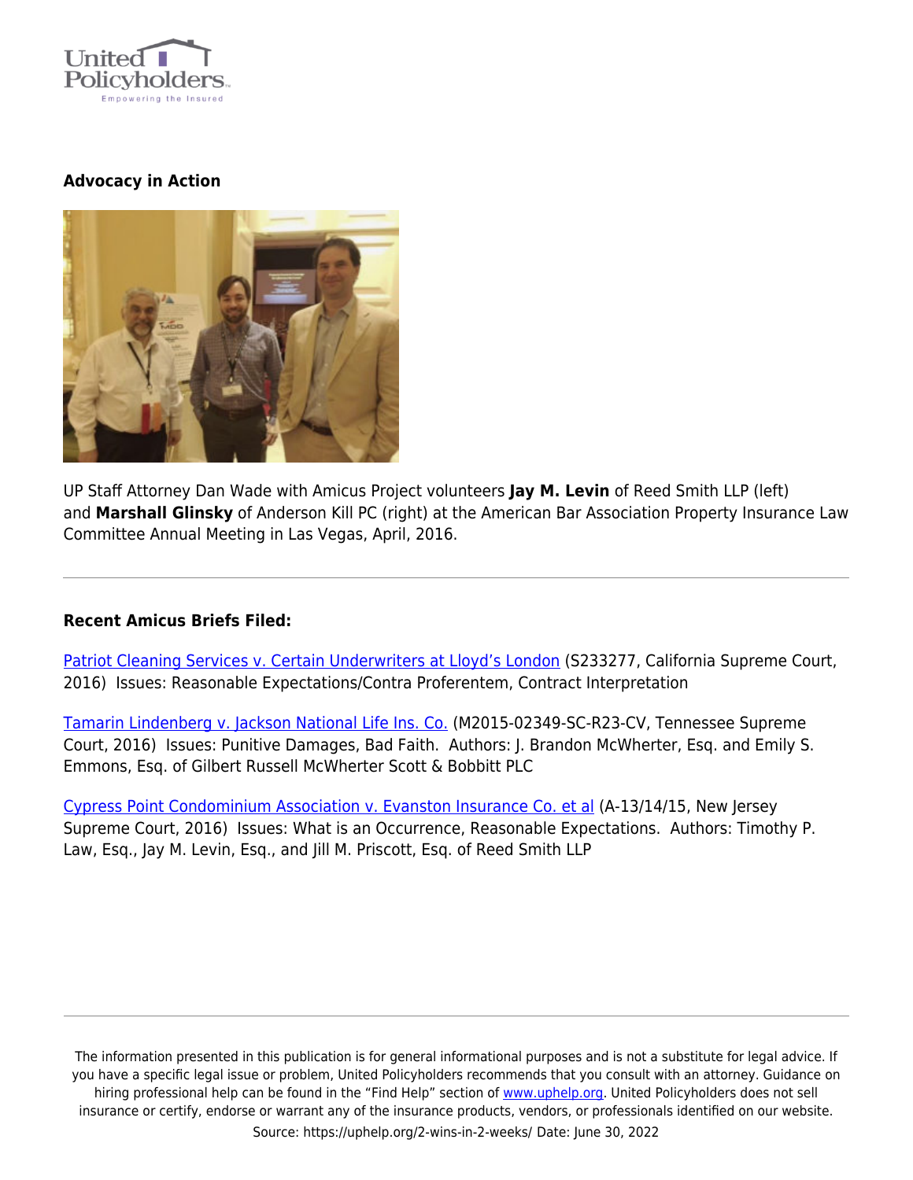**Advocacy in Action**

UP Staff Attorney Dan Wade with Amicus Project volunteers **Jay M. Levin** of Reed Smith LLP (left) and **Marshall Glinsky** of Anderson Kill PC (right) at the American Bar Association Property Insurance Law Committee Annual Meeting in Las Vegas, April, 2016.

---

**Recent Amicus Briefs Filed:**

Patriot Cleaning Services v. Certain Underwriters at Lloyd's London (S233277, California Supreme Court, 2016) Issues: Reasonable Expectations/Contra Proferentem, Contract Interpretation

Tamarin Lindenberg v. Jackson National Life Ins. Co. (M2015-02349-SC-R23-CV, Tennessee Supreme Court, 2016) Issues: Punitive Damages, Bad Faith. Authors: J. Brandon McWherter, Esq. and Emily S. Emmons, Esq. of Gilbert Russell McWherter Scott & Bobbitt PLC

Cypress Point Condominium Association v. Evanston Insurance Co. et al (A-13/14/15, New Jersey Supreme Court, 2016) Issues: What is an Occurrence, Reasonable Expectations. Authors: Timothy P. Law, Esq., Jay M. Levin, Esq., and Jill M. Priscott, Esq. of Reed Smith LLP

---

The information presented in this publication is for general informational purposes and is not a substitute for legal advice. If you have a specific legal issue or problem, United Policyholders recommends that you consult with an attorney. Guidance on hiring professional help can be found in the "Find Help" section of www.uphelp.org. United Policyholders does not sell insurance or certify, endorse or warrant any of the insurance products, vendors, or professionals identified on our website.

Source: https://uphelp.org/2-wins-in-2-weeks/ Date: June 30, 2022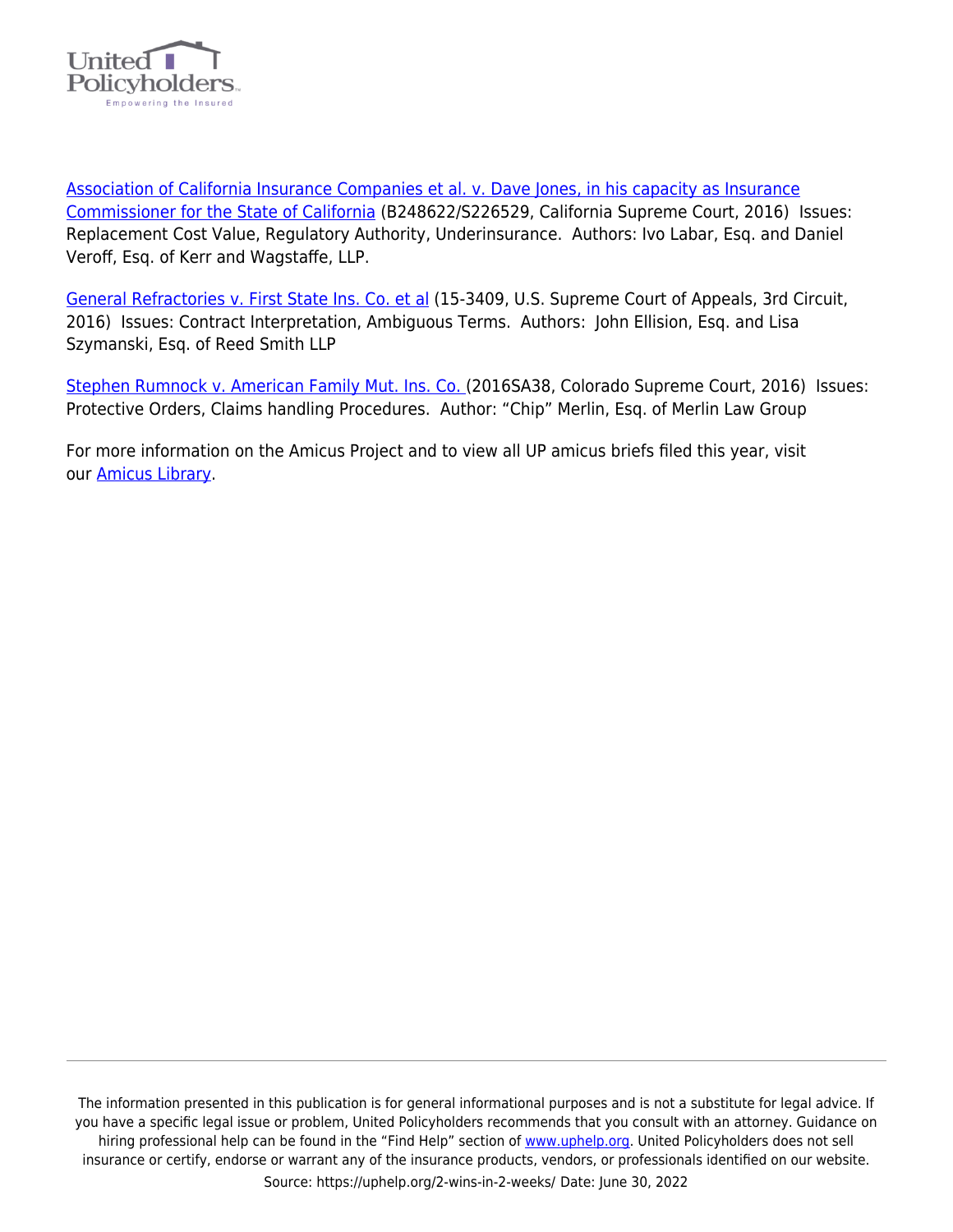[Association of California Insurance Companies et al. v. Dave Jones, in his capacity as Insurance Commissioner for the State of California](#) (B248622/S226529, California Supreme Court, 2016)  Issues: Replacement Cost Value, Regulatory Authority, Underinsurance.  Authors: Ivo Labar, Esq. and Daniel Veroff, Esq. of Kerr and Wagstaffe, LLP.

[General Refractories v. First State Ins. Co. et al](#) (15-3409, U.S. Supreme Court of Appeals, 3rd Circuit, 2016)  Issues: Contract Interpretation, Ambiguous Terms.  Authors:  John Ellision, Esq. and Lisa Szymanski, Esq. of Reed Smith LLP

[Stephen Rumnock v. American Family Mut. Ins. Co.](#) (2016SA38, Colorado Supreme Court, 2016)  Issues: Protective Orders, Claims handling Procedures.  Author: "Chip" Merlin, Esq. of Merlin Law Group

For more information on the Amicus Project and to view all UP amicus briefs filed this year, visit our [Amicus Library](#).